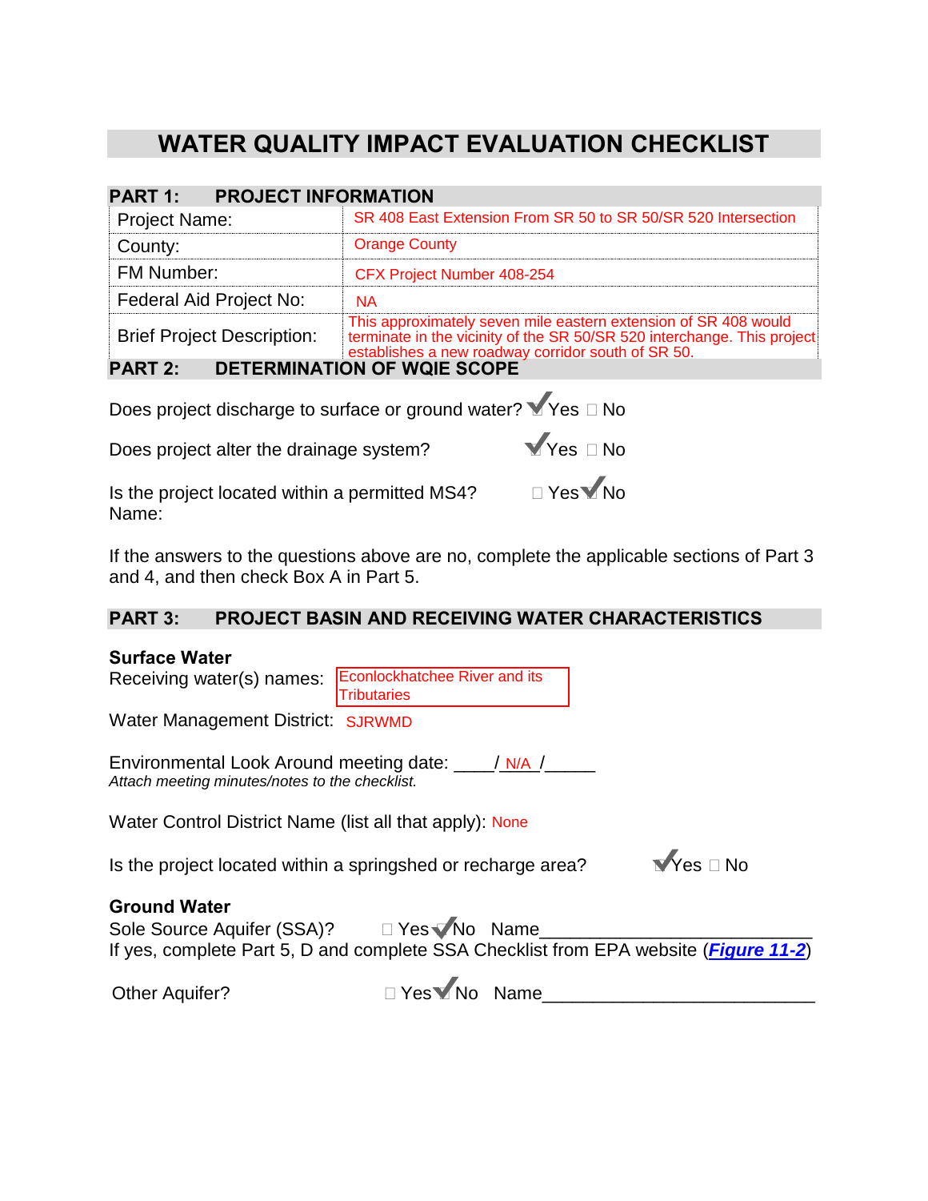# WATER QUALITY IMPACT EVALUATION CHECKLIST

## PART 1: PROJECT INFORMATION

| | |
|---|---|
| Project Name: | SR 408 East Extension From SR 50 to SR 50/SR 520 Intersection |
| County: | Orange County |
| FM Number: | CFX Project Number 408-254 |
| Federal Aid Project No: | NA |
| Brief Project Description: | This approximately seven mile eastern extension of SR 408 would terminate in the vicinity of the SR 50/SR 520 interchange. This project establishes a new roadway corridor south of SR 50. |

## PART 2: DETERMINATION OF WQIE SCOPE

Does project discharge to surface or ground water? ☑ Yes ☐ No

Does project alter the drainage system? ☑ Yes ☐ No

Is the project located within a permitted MS4? ☐ Yes ☑ No
Name:

If the answers to the questions above are no, complete the applicable sections of Part 3 and 4, and then check Box A in Part 5.

## PART 3: PROJECT BASIN AND RECEIVING WATER CHARACTERISTICS

**Surface Water**

Receiving water(s) names: Econlockhatchee River and its Tributaries

Water Management District: SJRWMD

Environmental Look Around meeting date: ____/ N/A /_____
*Attach meeting minutes/notes to the checklist.*

Water Control District Name (list all that apply): None

Is the project located within a springshed or recharge area? ☑ Yes ☐ No

**Ground Water**

Sole Source Aquifer (SSA)? ☐ Yes ☑ No Name__________________________
If yes, complete Part 5, D and complete SSA Checklist from EPA website (***Figure 11-2***)

Other Aquifer? ☐ Yes ☑ No Name__________________________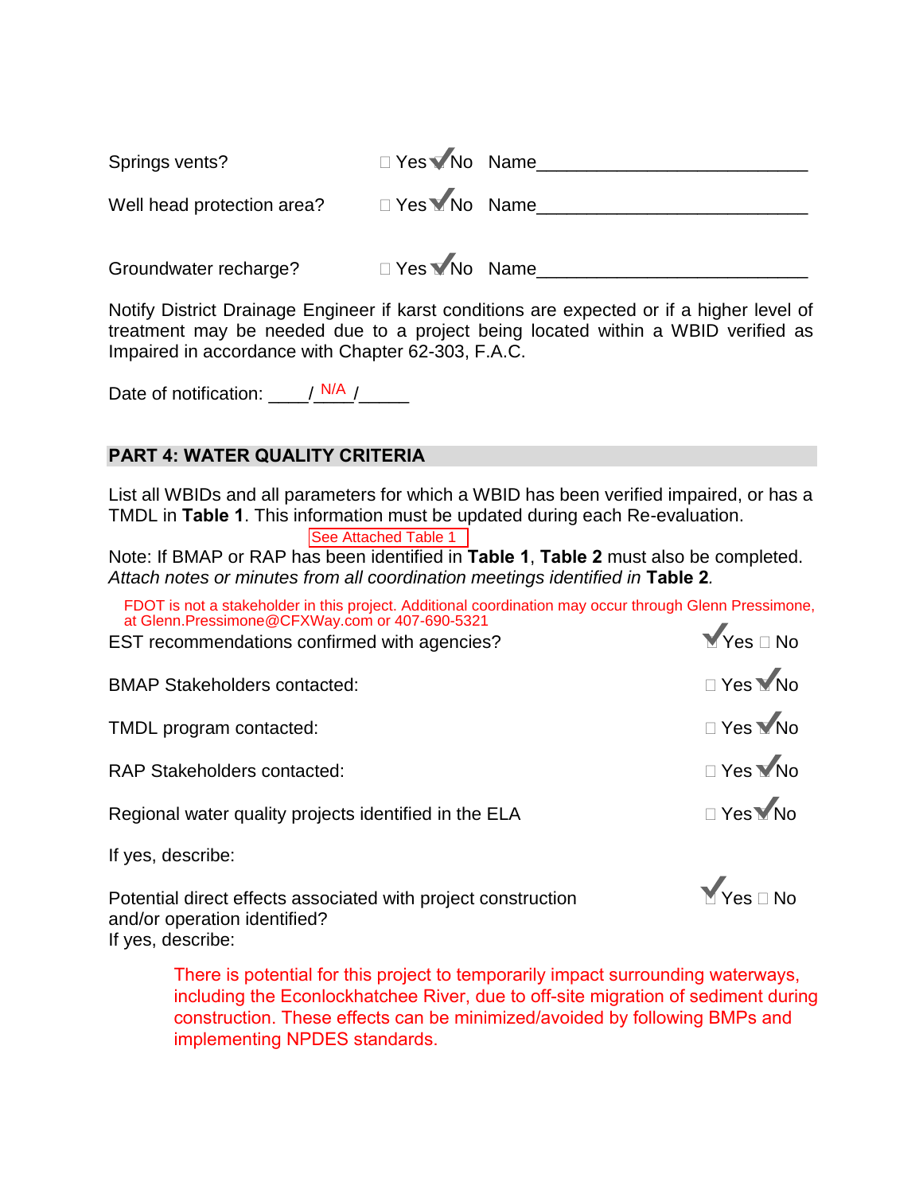Springs vents? ☐ Yes ☑ No Name___________________________

Well head protection area? ☐ Yes ☑ No Name___________________________

Groundwater recharge? ☐ Yes ☑ No Name___________________________

Notify District Drainage Engineer if karst conditions are expected or if a higher level of treatment may be needed due to a project being located within a WBID verified as Impaired in accordance with Chapter 62-303, F.A.C.

Date of notification: ____/ N/A /_____

## PART 4: WATER QUALITY CRITERIA

List all WBIDs and all parameters for which a WBID has been verified impaired, or has a TMDL in **Table 1**. This information must be updated during each Re-evaluation.

See Attached Table 1

Note: If BMAP or RAP has been identified in **Table 1**, **Table 2** must also be completed. *Attach notes or minutes from all coordination meetings identified in* **Table 2***.*

FDOT is not a stakeholder in this project. Additional coordination may occur through Glenn Pressimone, at Glenn.Pressimone@CFXWay.com or 407-690-5321

EST recommendations confirmed with agencies? ☑ Yes ☐ No

BMAP Stakeholders contacted: ☐ Yes ☑ No

TMDL program contacted: ☐ Yes ☑ No

RAP Stakeholders contacted: ☐ Yes ☑ No

Regional water quality projects identified in the ELA ☐ Yes ☑ No

If yes, describe:

Potential direct effects associated with project construction and/or operation identified? ☑ Yes ☐ No

If yes, describe:

There is potential for this project to temporarily impact surrounding waterways, including the Econlockhatchee River, due to off-site migration of sediment during construction. These effects can be minimized/avoided by following BMPs and implementing NPDES standards.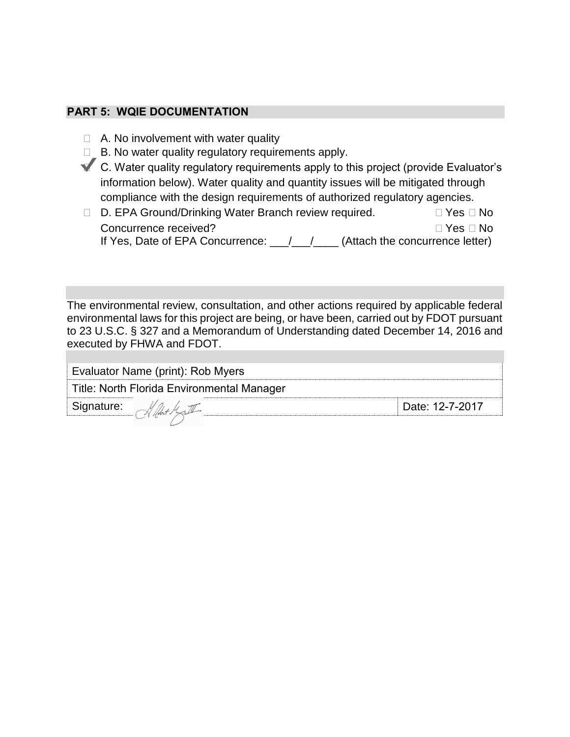## PART 5: WQIE DOCUMENTATION

- ☐ A. No involvement with water quality
- ☐ B. No water quality regulatory requirements apply.
- ☑ C. Water quality regulatory requirements apply to this project (provide Evaluator's information below). Water quality and quantity issues will be mitigated through compliance with the design requirements of authorized regulatory agencies.
- ☐ D. EPA Ground/Drinking Water Branch review required. ☐ Yes ☐ No

  Concurrence received? ☐ Yes ☐ No

  If Yes, Date of EPA Concurrence: \_\_\_/\_\_\_/\_\_\_\_ (Attach the concurrence letter)

The environmental review, consultation, and other actions required by applicable federal environmental laws for this project are being, or have been, carried out by FDOT pursuant to 23 U.S.C. § 327 and a Memorandum of Understanding dated December 14, 2016 and executed by FHWA and FDOT.

| Evaluator Name (print): Rob Myers | |
|---|---|
| Title: North Florida Environmental Manager | |
| Signature: [signature] | Date: 12-7-2017 |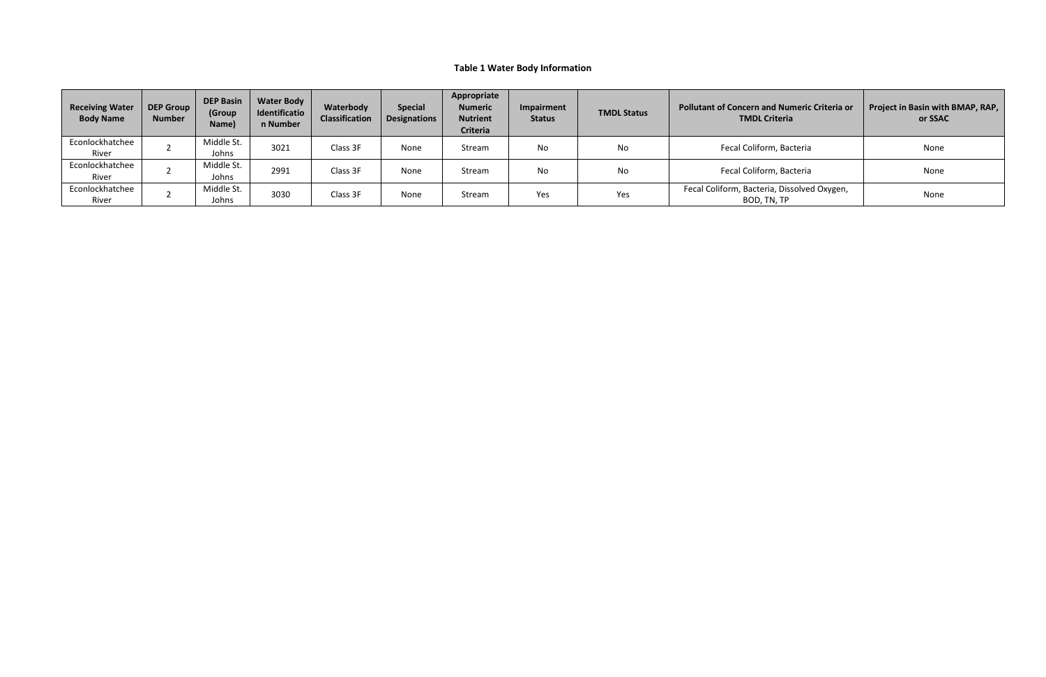**Table 1 Water Body Information**

| Receiving Water Body Name | DEP Group Number | DEP Basin (Group Name) | Water Body Identification Number | Waterbody Classification | Special Designations | Appropriate Numeric Nutrient Criteria | Impairment Status | TMDL Status | Pollutant of Concern and Numeric Criteria or TMDL Criteria | Project in Basin with BMAP, RAP, or SSAC |
|---|---|---|---|---|---|---|---|---|---|---|
| Econlockhatchee River | 2 | Middle St. Johns | 3021 | Class 3F | None | Stream | No | No | Fecal Coliform, Bacteria | None |
| Econlockhatchee River | 2 | Middle St. Johns | 2991 | Class 3F | None | Stream | No | No | Fecal Coliform, Bacteria | None |
| Econlockhatchee River | 2 | Middle St. Johns | 3030 | Class 3F | None | Stream | Yes | Yes | Fecal Coliform, Bacteria, Dissolved Oxygen, BOD, TN, TP | None |